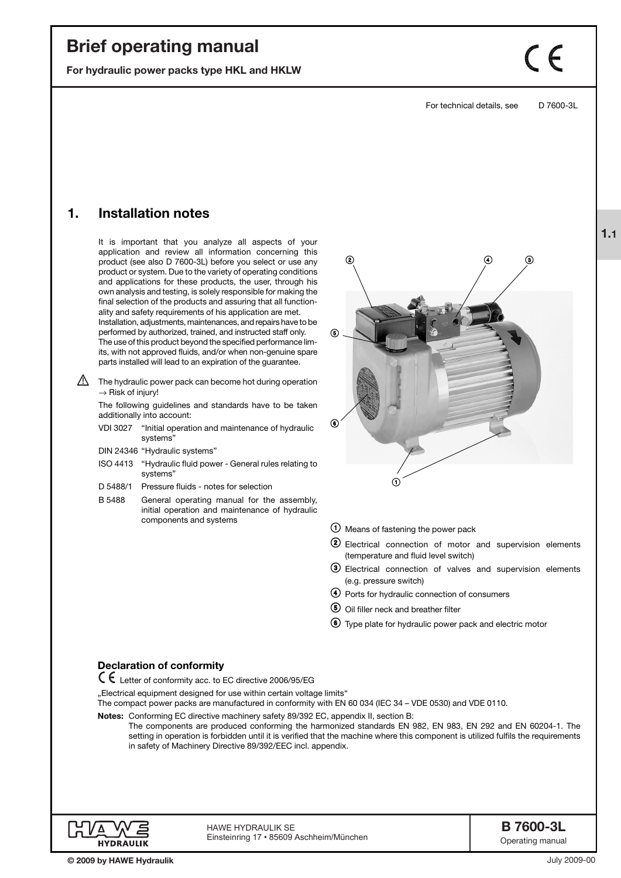# Brief operating manual

**For hydraulic power packs type HKL and HKLW**

For technical details, see D 7600-3L

## 1. Installation notes

It is important that you analyze all aspects of your application and review all information concerning this product (see also D 7600-3L) before you select or use any product or system. Due to the variety of operating conditions and applications for these products, the user, through his own analysis and testing, is solely responsible for making the final selection of the products and assuring that all functionality and safety requirements of his application are met.
Installation, adjustments, maintenances, and repairs have to be performed by authorized, trained, and instructed staff only.
The use of this product beyond the specified performance limits, with not approved fluids, and/or when non-genuine spare parts installed will lead to an expiration of the guarantee.

⚠ The hydraulic power pack can become hot during operation → Risk of injury!

The following guidelines and standards have to be taken additionally into account:

| | |
|---|---|
| VDI 3027 | "Initial operation and maintenance of hydraulic systems" |
| DIN 24346 | "Hydraulic systems" |
| ISO 4413 | "Hydraulic fluid power - General rules relating to systems" |
| D 5488/1 | Pressure fluids - notes for selection |
| B 5488 | General operating manual for the assembly, initial operation and maintenance of hydraulic components and systems |

① Means of fastening the power pack

② Electrical connection of motor and supervision elements (temperature and fluid level switch)

③ Electrical connection of valves and supervision elements (e.g. pressure switch)

④ Ports for hydraulic connection of consumers

⑤ Oil filler neck and breather filter

⑥ Type plate for hydraulic power pack and electric motor

### Declaration of conformity

CE Letter of conformity acc. to EC directive 2006/95/EG

„Electrical equipment designed for use within certain voltage limits"
The compact power packs are manufactured in conformity with EN 60 034 (IEC 34 – VDE 0530) and VDE 0110.

**Notes:** Conforming EC directive machinery safety 89/392 EC, appendix II, section B:
The components are produced conforming the harmonized standards EN 982, EN 983, EN 292 and EN 60204-1. The setting in operation is forbidden until it is verified that the machine where this component is utilized fulfils the requirements in safety of Machinery Directive 89/392/EEC incl. appendix.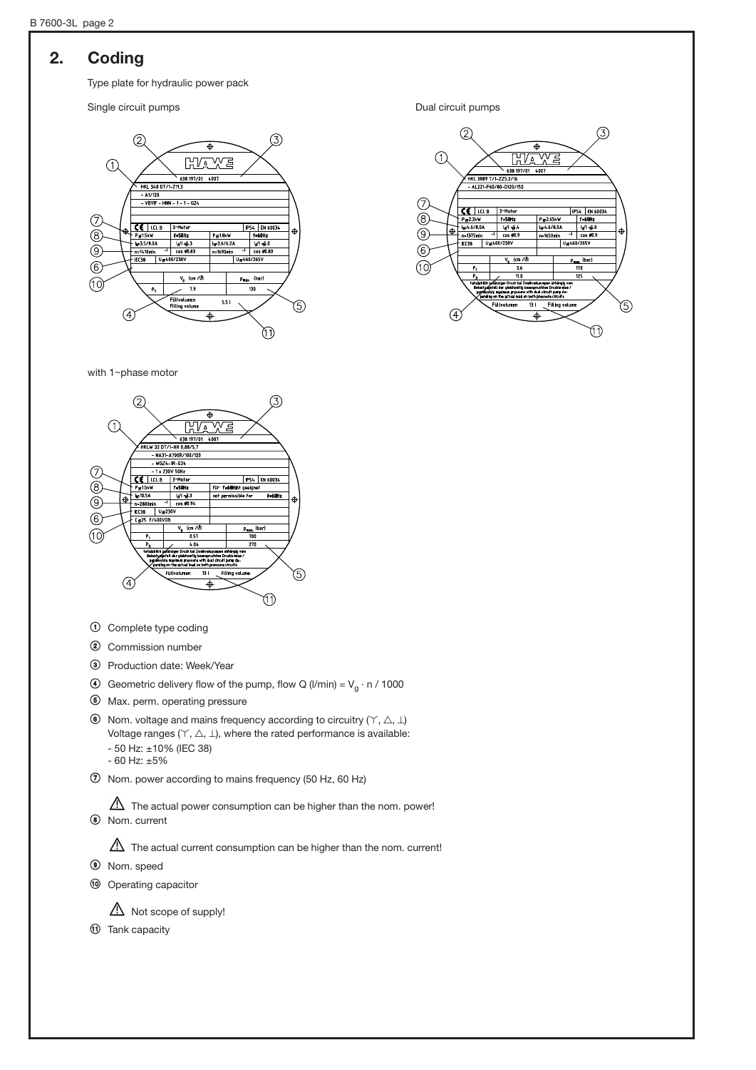## 2. Coding

Type plate for hydraulic power pack

Single circuit pumps

Dual circuit pumps

with 1~phase motor

1. Complete type coding
2. Commission number
3. Production date: Week/Year
4. Geometric delivery flow of the pump, flow Q (l/min) = $V_g \cdot n$ / 1000
5. Max. perm. operating pressure
6. Nom. voltage and mains frequency according to circuitry (Y, △, ⊥)
   Voltage ranges (Y, △, ⊥), where the rated performance is available:
   - 50 Hz: ±10% (IEC 38)
   - 60 Hz: ±5%
7. Nom. power according to mains frequency (50 Hz, 60 Hz)

   ⚠ The actual power consumption can be higher than the nom. power!
8. Nom. current

   ⚠ The actual current consumption can be higher than the nom. current!
9. Nom. speed
10. Operating capacitor

    ⚠ Not scope of supply!
11. Tank capacity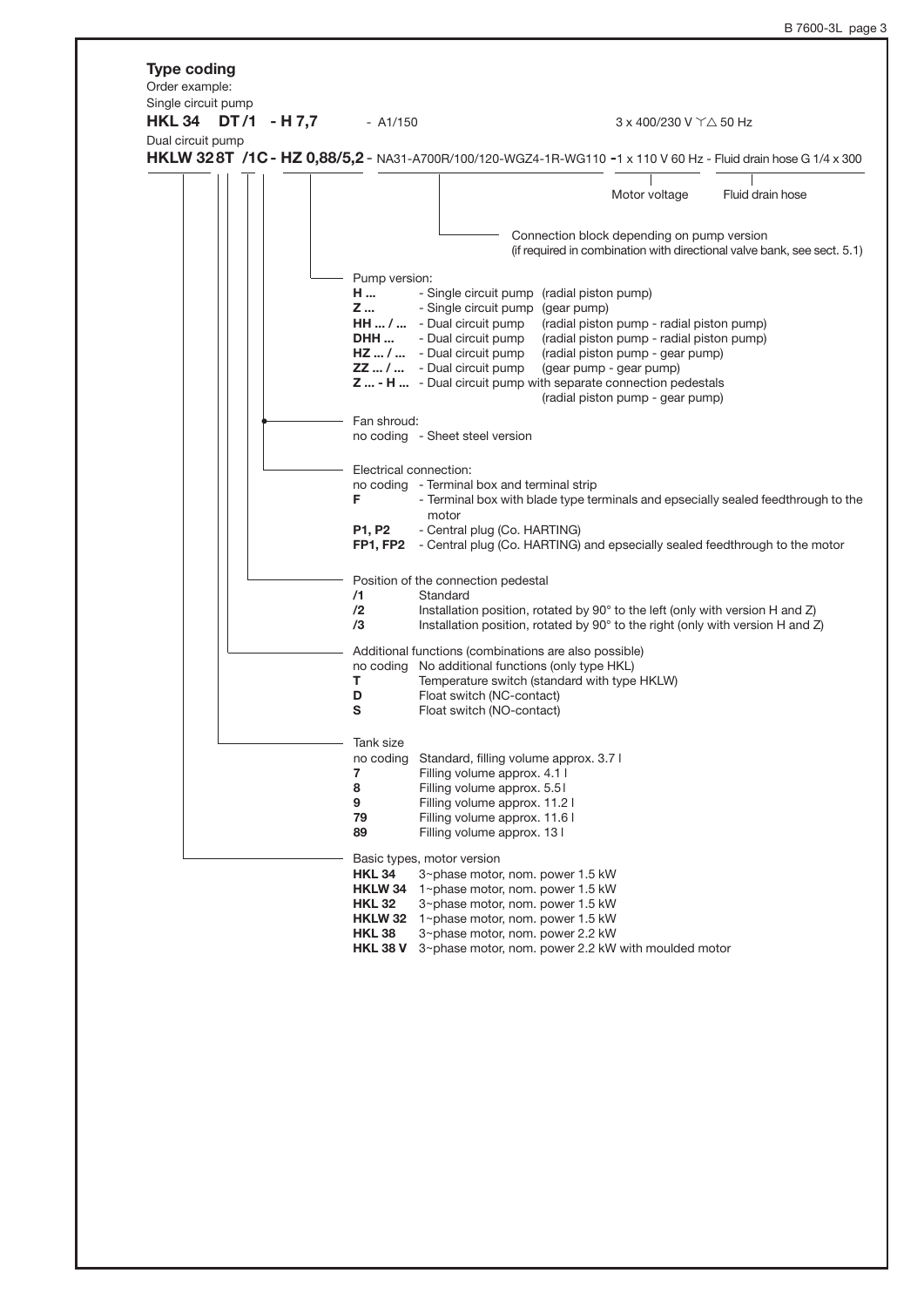## Type coding

Order example:

Single circuit pump

**HKL 34 DT /1 - H 7,7** - A1/150 3 x 400/230 V Y△ 50 Hz

Dual circuit pump

**HKLW 32 8T /1C - HZ 0,88/5,2** - NA31-A700R/100/120-WGZ4-1R-WG110 -1 x 110 V 60 Hz - Fluid drain hose G 1/4 x 300

Motor voltage

Fluid drain hose

Connection block depending on pump version (if required in combination with directional valve bank, see sect. 5.1)

Pump version:

| | |
|---|---|
| **H ...** | - Single circuit pump (radial piston pump) |
| **Z ...** | - Single circuit pump (gear pump) |
| **HH ... / ...** | - Dual circuit pump (radial piston pump - radial piston pump) |
| **DHH ...** | - Dual circuit pump (radial piston pump - radial piston pump) |
| **HZ ... / ...** | - Dual circuit pump (radial piston pump - gear pump) |
| **ZZ ... / ...** | - Dual circuit pump (gear pump - gear pump) |
| **Z ... - H ...** | - Dual circuit pump with separate connection pedestals (radial piston pump - gear pump) |

Fan shroud:

| | |
|---|---|
| no coding | - Sheet steel version |

Electrical connection:

| | |
|---|---|
| no coding | - Terminal box and terminal strip |
| **F** | - Terminal box with blade type terminals and epsecially sealed feedthrough to the motor |
| **P1, P2** | - Central plug (Co. HARTING) |
| **FP1, FP2** | - Central plug (Co. HARTING) and epsecially sealed feedthrough to the motor |

Position of the connection pedestal

| | |
|---|---|
| **/1** | Standard |
| **/2** | Installation position, rotated by 90° to the left (only with version H and Z) |
| **/3** | Installation position, rotated by 90° to the right (only with version H and Z) |

Additional functions (combinations are also possible)

| | |
|---|---|
| no coding | No additional functions (only type HKL) |
| **T** | Temperature switch (standard with type HKLW) |
| **D** | Float switch (NC-contact) |
| **S** | Float switch (NO-contact) |

Tank size

| | |
|---|---|
| no coding | Standard, filling volume approx. 3.7 l |
| **7** | Filling volume approx. 4.1 l |
| **8** | Filling volume approx. 5.5 l |
| **9** | Filling volume approx. 11.2 l |
| **79** | Filling volume approx. 11.6 l |
| **89** | Filling volume approx. 13 l |

Basic types, motor version

| | |
|---|---|
| **HKL 34** | 3~phase motor, nom. power 1.5 kW |
| **HKLW 34** | 1~phase motor, nom. power 1.5 kW |
| **HKL 32** | 3~phase motor, nom. power 1.5 kW |
| **HKLW 32** | 1~phase motor, nom. power 1.5 kW |
| **HKL 38** | 3~phase motor, nom. power 2.2 kW |
| **HKL 38 V** | 3~phase motor, nom. power 2.2 kW with moulded motor |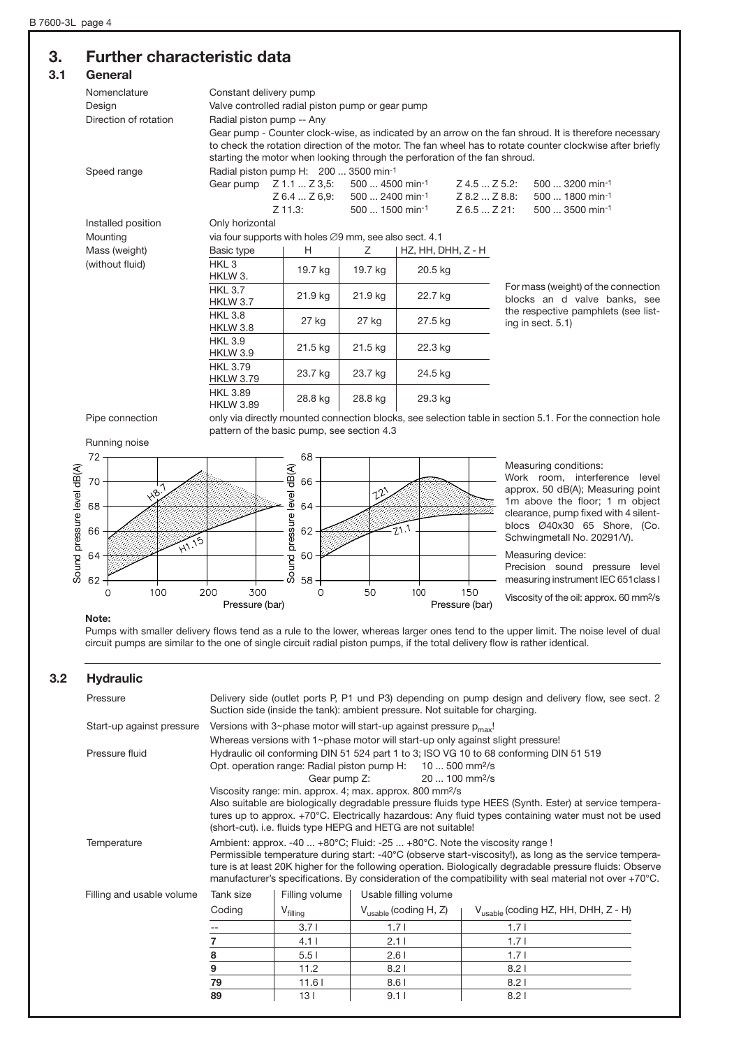# 3. Further characteristic data

## 3.1 General

| | |
|---|---|
| Nomenclature | Constant delivery pump |
| Design | Valve controlled radial piston pump or gear pump |
| Direction of rotation | Radial piston pump -- Any<br>Gear pump - Counter clock-wise, as indicated by an arrow on the fan shroud. It is therefore necessary to check the rotation direction of the motor. The fan wheel has to rotate counter clockwise after briefly starting the motor when looking through the perforation of the fan shroud. |
| Speed range | Radial piston pump H: 200 ... 3500 min$^{-1}$<br>Gear pump Z 1.1 ... Z 3,5: 500 ... 4500 min$^{-1}$; Z 4.5 ... Z 5.2: 500 ... 3200 min$^{-1}$<br>Z 6.4 ... Z 6,9: 500 ... 2400 min$^{-1}$; Z 8.2 ... Z 8.8: 500 ... 1800 min$^{-1}$<br>Z 11.3: 500 ... 1500 min$^{-1}$; Z 6.5 ... Z 21: 500 ... 3500 min$^{-1}$ |
| Installed position | Only horizontal |
| Mounting | via four supports with holes ∅9 mm, see also sect. 4.1 |

Mass (weight) (without fluid)

| Basic type | H | Z | HZ, HH, DHH, Z - H |
|---|---|---|---|
| HKL 3<br>HKLW 3. | 19.7 kg | 19.7 kg | 20.5 kg |
| HKL 3.7<br>HKLW 3.7 | 21.9 kg | 21.9 kg | 22.7 kg |
| HKL 3.8<br>HKLW 3.8 | 27 kg | 27 kg | 27.5 kg |
| HKL 3.9<br>HKLW 3.9 | 21.5 kg | 21.5 kg | 22.3 kg |
| HKL 3.79<br>HKLW 3.79 | 23.7 kg | 23.7 kg | 24.5 kg |
| HKL 3.89<br>HKLW 3.89 | 28.8 kg | 28.8 kg | 29.3 kg |

For mass (weight) of the connection blocks an d valve banks, see the respective pamphlets (see listing in sect. 5.1)

Pipe connection: only via directly mounted connection blocks, see selection table in section 5.1. For the connection hole pattern of the basic pump, see section 4.3

Running noise

Sound pressure level dB(A)
72
70
68
66
64
62
H8.7
H1.15
0 100 200 300
Pressure (bar)

Sound pressure level dB(A)
68
66
64
62
60
58
Z21
Z1.1
0 50 100 150
Pressure (bar)

Measuring conditions:
Work room, interference level approx. 50 dB(A); Measuring point 1m above the floor; 1 m object clearance, pump fixed with 4 silent-blocs Ø40x30 65 Shore, (Co. Schwingmetall No. 20291/V).

Measuring device:
Precision sound pressure level measuring instrument IEC 651class I

Viscosity of the oil: approx. 60 mm²/s

**Note:**
Pumps with smaller delivery flows tend as a rule to the lower, whereas larger ones tend to the upper limit. The noise level of dual circuit pumps are similar to the one of single circuit radial piston pumps, if the total delivery flow is rather identical.

## 3.2 Hydraulic

| | |
|---|---|
| Pressure | Delivery side (outlet ports P, P1 und P3) depending on pump design and delivery flow, see sect. 2<br>Suction side (inside the tank): ambient pressure. Not suitable for charging. |
| Start-up against pressure | Versions with 3~phase motor will start-up against pressure $p_{max}$!<br>Whereas versions with 1~phase motor will start-up only against slight pressure! |
| Pressure fluid | Hydraulic oil conforming DIN 51 524 part 1 to 3; ISO VG 10 to 68 conforming DIN 51 519<br>Opt. operation range: Radial piston pump H: 10 ... 500 mm²/s<br>Gear pump Z: 20 ... 100 mm²/s<br>Viscosity range: min. approx. 4; max. approx. 800 mm²/s<br>Also suitable are biologically degradable pressure fluids type HEES (Synth. Ester) at service temperatures up to approx. +70°C. Electrically hazardous: Any fluid types containing water must not be used (short-cut). i.e. fluids type HEPG and HETG are not suitable! |
| Temperature | Ambient: approx. -40 ... +80°C; Fluid: -25 ... +80°C. Note the viscosity range !<br>Permissible temperature during start: -40°C (observe start-viscosity!), as long as the service temperature is at least 20K higher for the following operation. Biologically degradable pressure fluids: Observe manufacturer's specifications. By consideration of the compatibility with seal material not over +70°C. |

Filling and usable volume

| Tank size<br>Coding | Filling volume<br>$V_{filling}$ | Usable filling volume<br>$V_{usable}$ (coding H, Z) | $V_{usable}$ (coding HZ, HH, DHH, Z - H) |
|---|---|---|---|
| -- | 3.7 l | 1.7 l | 1.7 l |
| **7** | 4.1 l | 2.1 l | 1.7 l |
| **8** | 5.5 l | 2.6 l | 1.7 l |
| **9** | 11.2 | 8.2 l | 8.2 l |
| **79** | 11.6 l | 8.6 l | 8.2 l |
| **89** | 13 l | 9.1 l | 8.2 l |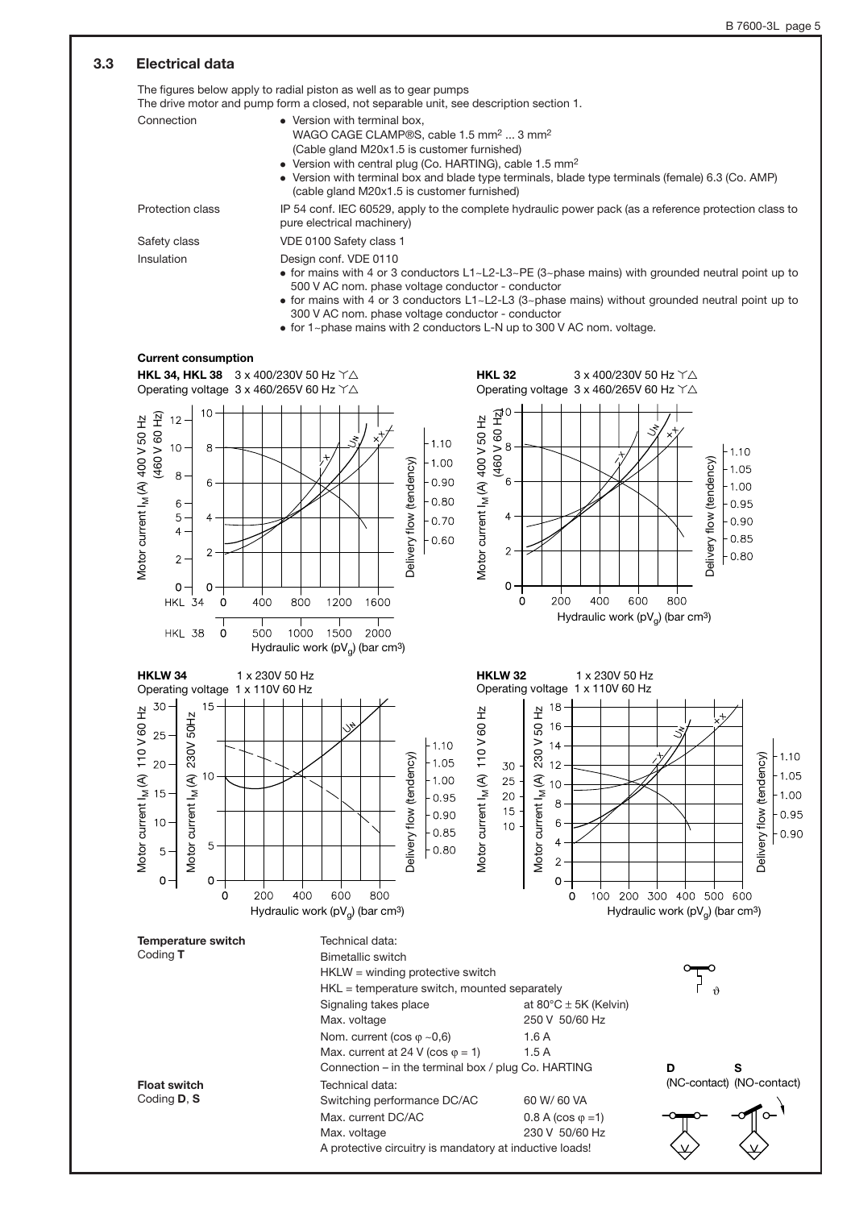## 3.3 Electrical data

The figures below apply to radial piston as well as to gear pumps
The drive motor and pump form a closed, not separable unit, see description section 1.

| | |
|---|---|
| Connection | • Version with terminal box, WAGO CAGE CLAMP®S, cable 1.5 mm$^2$ ... 3 mm$^2$ (Cable gland M20x1.5 is customer furnished)<br>• Version with central plug (Co. HARTING), cable 1.5 mm$^2$<br>• Version with terminal box and blade type terminals, blade type terminals (female) 6.3 (Co. AMP) (cable gland M20x1.5 is customer furnished) |
| Protection class | IP 54 conf. IEC 60529, apply to the complete hydraulic power pack (as a reference protection class to pure electrical machinery) |
| Safety class | VDE 0100 Safety class 1 |
| Insulation | Design conf. VDE 0110<br>• for mains with 4 or 3 conductors L1~L2-L3~PE (3~phase mains) with grounded neutral point up to 500 V AC nom. phase voltage conductor - conductor<br>• for mains with 4 or 3 conductors L1~L2-L3 (3~phase mains) without grounded neutral point up to 300 V AC nom. phase voltage conductor - conductor<br>• for 1~phase mains with 2 conductors L-N up to 300 V AC nom. voltage. |

**Current consumption**

**HKL 34, HKL 38** 3 x 400/230V 50 Hz Y△
Operating voltage 3 x 460/265V 60 Hz Y△

**HKL 32** 3 x 400/230V 50 Hz Y△
Operating voltage 3 x 460/265V 60 Hz Y△

**HKLW 34** 1 x 230V 50 Hz
Operating voltage 1 x 110V 60 Hz

**HKLW 32** 1 x 230V 50 Hz
Operating voltage 1 x 110V 60 Hz

**Temperature switch**
Coding **T**

| Technical data: | |
|---|---|
| Bimetallic switch | |
| HKLW = winding protective switch | |
| HKL = temperature switch, mounted separately | |
| Signaling takes place | at 80°C ± 5K (Kelvin) |
| Max. voltage | 250 V 50/60 Hz |
| Nom. current (cos φ ~0,6) | 1.6 A |
| Max. current at 24 V (cos φ = 1) | 1.5 A |
| Connection – in the terminal box / plug Co. HARTING | |

**Float switch**
Coding **D**, **S**

| Technical data: | |
|---|---|
| Switching performance DC/AC | 60 W/ 60 VA |
| Max. current DC/AC | 0.8 A (cos φ =1) |
| Max. voltage | 230 V 50/60 Hz |

A protective circuitry is mandatory at inductive loads!

**D** (NC-contact) **S** (NO-contact)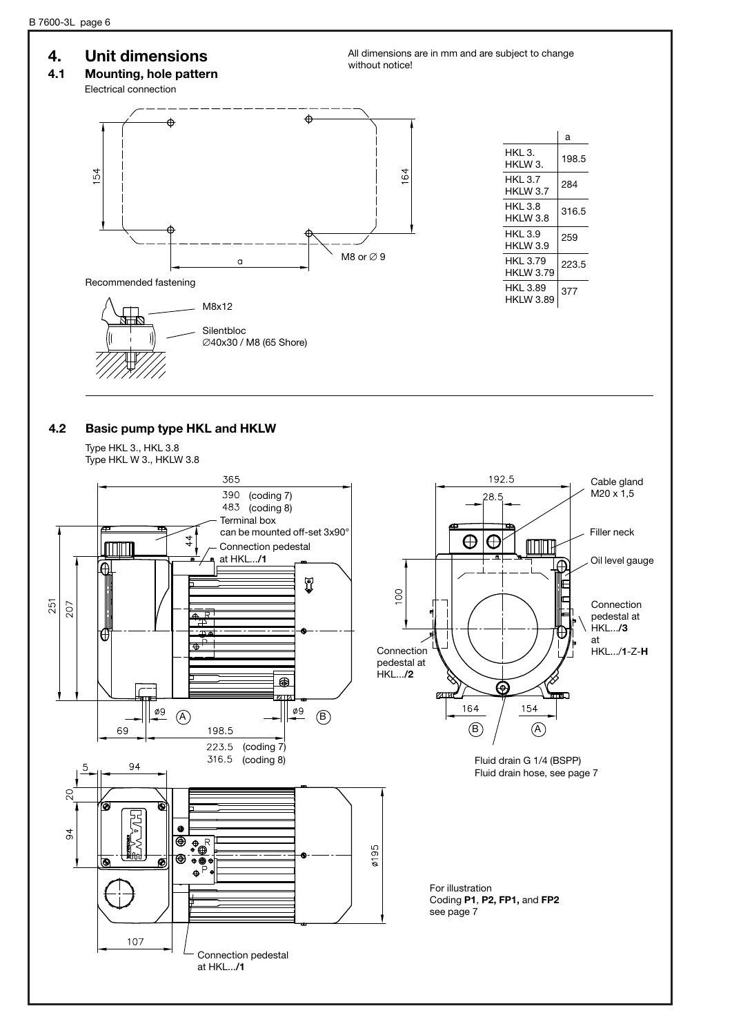# 4. Unit dimensions

All dimensions are in mm and are subject to change without notice!

## 4.1 Mounting, hole pattern

Electrical connection

154

164

a

M8 or ∅ 9

| | a |
|---|---|
| HKL 3.<br>HKLW 3. | 198.5 |
| HKL 3.7<br>HKLW 3.7 | 284 |
| HKL 3.8<br>HKLW 3.8 | 316.5 |
| HKL 3.9<br>HKLW 3.9 | 259 |
| HKL 3.79<br>HKLW 3.79 | 223.5 |
| HKL 3.89<br>HKLW 3.89 | 377 |

Recommended fastening

M8x12

Silentbloc
∅40x30 / M8 (65 Shore)

## 4.2 Basic pump type HKL and HKLW

Type HKL 3., HKL 3.8
Type HKL W 3., HKLW 3.8

365
390 (coding 7)
483 (coding 8)

Terminal box
can be mounted off-set 3x90°

44

Connection pedestal
at HKL.../**1**

251

207

ø9 (A)

ø9 (B)

69

198.5
223.5 (coding 7)
316.5 (coding 8)

192.5

28.5

Cable gland
M20 x 1,5

Filler neck

Oil level gauge

100

Connection pedestal at HKL.../**3**
at HKL.../**1**-Z-**H**

Connection pedestal at HKL.../**2**

164 (B)

154 (A)

Fluid drain G 1/4 (BSPP)
Fluid drain hose, see page 7

5

94

20

94

ø195

107

Connection pedestal
at HKL.../**1**

For illustration
Coding **P1**, **P2, FP1,** and **FP2**
see page 7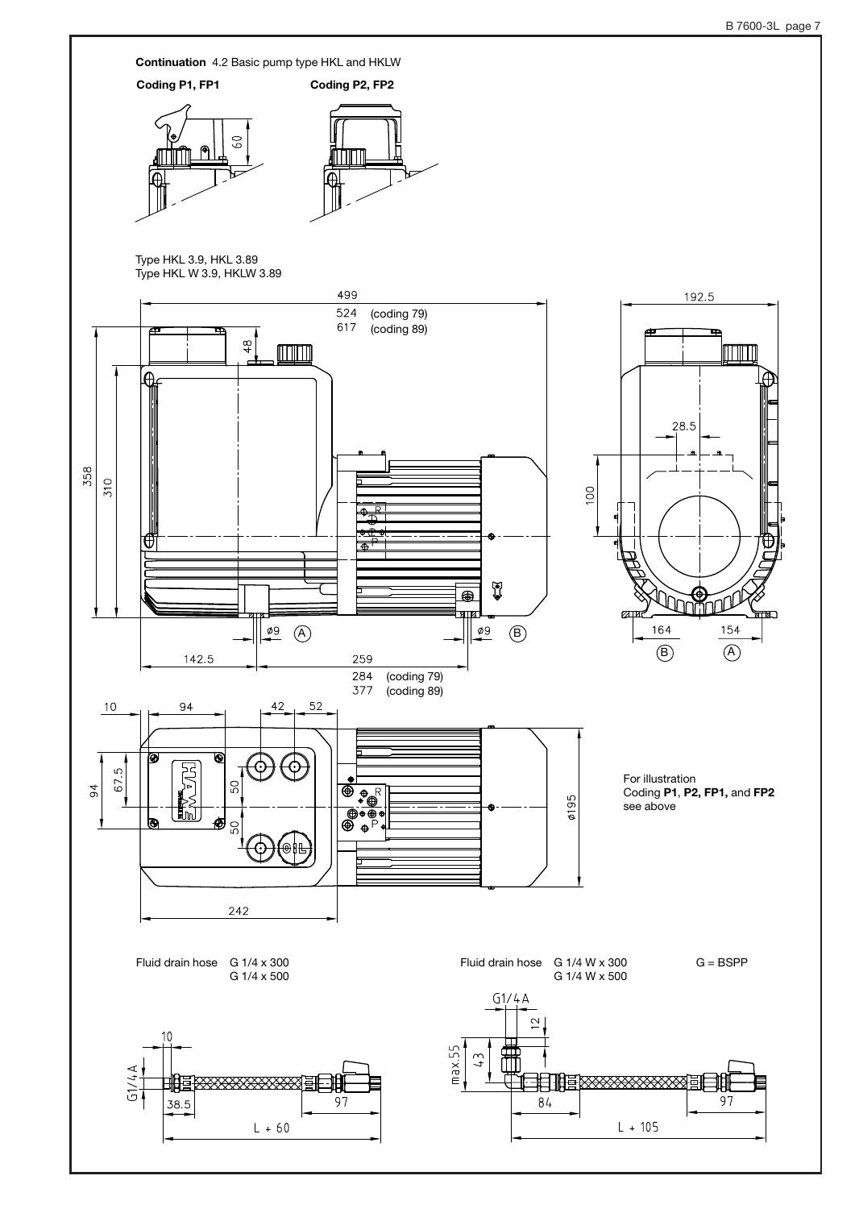**Continuation** 4.2 Basic pump type HKL and HKLW

**Coding P1, FP1**

60

**Coding P2, FP2**

Type HKL 3.9, HKL 3.89
Type HKL W 3.9, HKLW 3.89

499
524 (coding 79)
617 (coding 89)

48

358

310

R

P

ø9 (A)

ø9 (B)

142.5

259
284 (coding 79)
377 (coding 89)

192.5

28.5

100

164 (B)

154 (A)

10

94

42

52

67.5

94

50

50

ø195

242

For illustration
Coding **P1**, **P2, FP1,** and **FP2**
see above

Fluid drain hose G 1/4 x 300
G 1/4 x 500

10

G1/4A

38.5

97

L + 60

Fluid drain hose G 1/4 W x 300
G 1/4 W x 500

G = BSPP

G1/4A

12

max.55

43

84

97

L + 105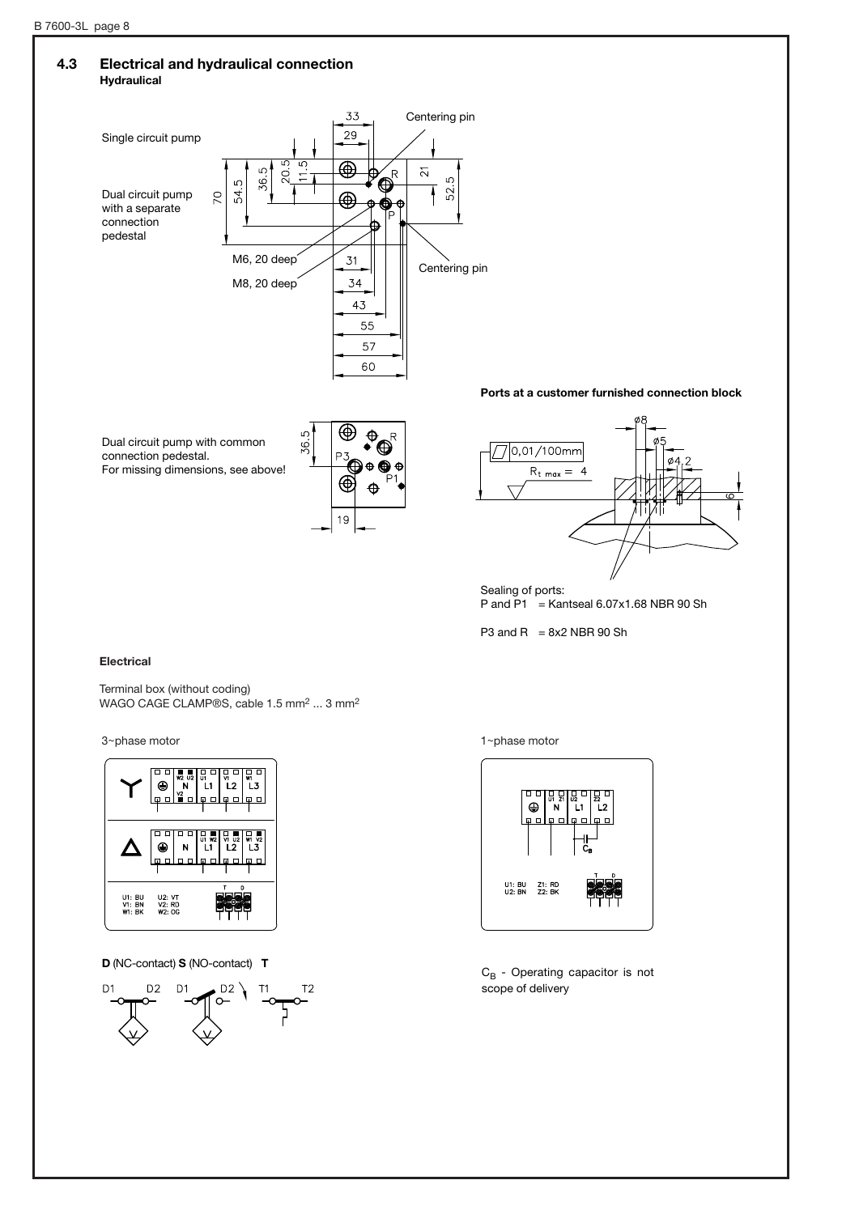## 4.3 Electrical and hydraulical connection

**Hydraulical**

Single circuit pump

Dual circuit pump with a separate connection pedestal

Centering pin

M6, 20 deep

M8, 20 deep

Centering pin

Dual circuit pump with common connection pedestal.
For missing dimensions, see above!

**Ports at a customer furnished connection block**

Sealing of ports:
P and P1 = Kantseal 6.07x1.68 NBR 90 Sh

P3 and R = 8x2 NBR 90 Sh

**Electrical**

Terminal box (without coding)
WAGO CAGE CLAMP®S, cable 1.5 mm² ... 3 mm²

3~phase motor

U1: BU U2: VT
V1: BN V2: RD
W1: BK W2: OG

**D** (NC-contact) **S** (NO-contact) **T**

1~phase motor

U1: BU Z1: RD
U2: BN Z2: BK

$C_B$ - Operating capacitor is not scope of delivery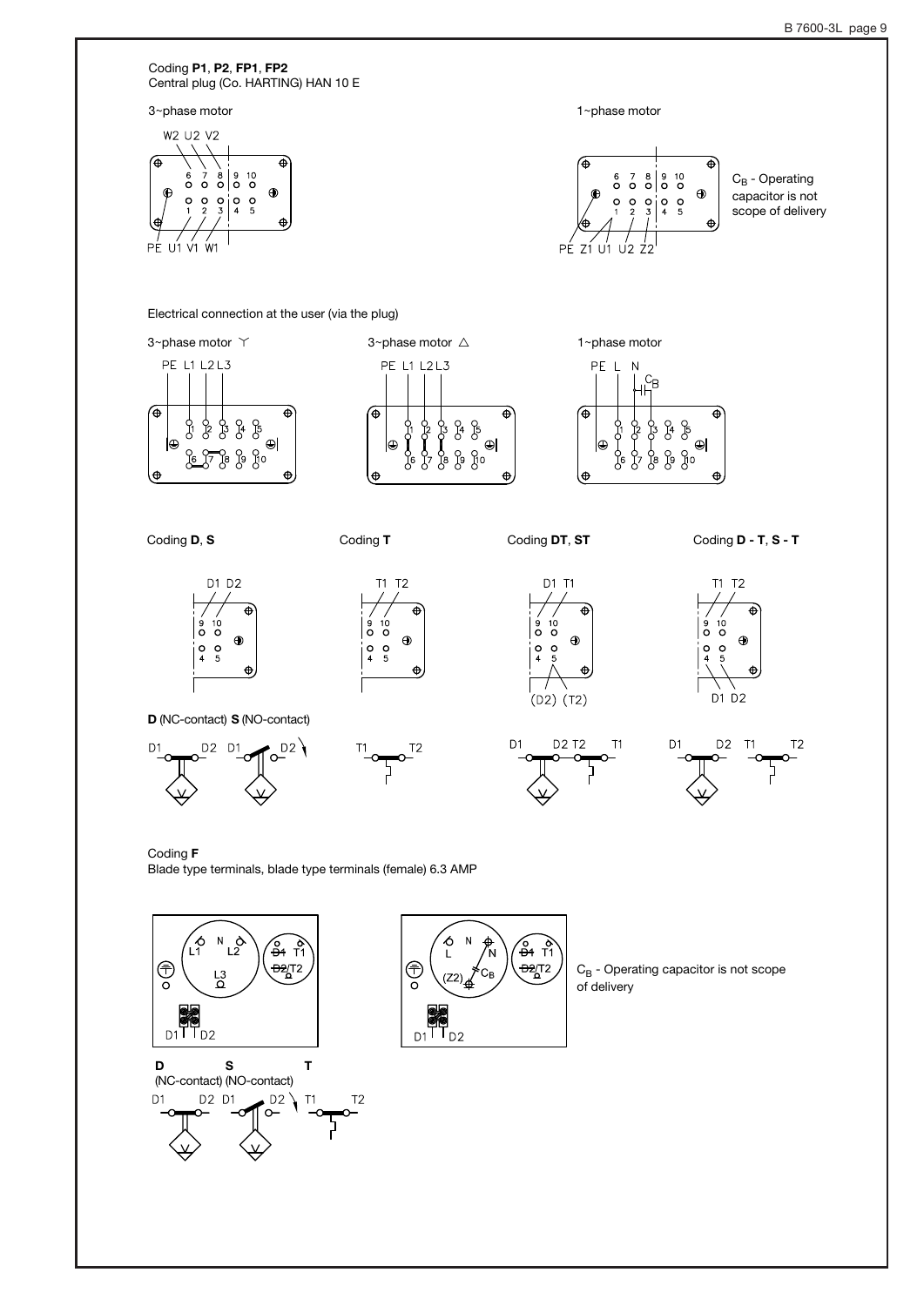Coding **P1**, **P2**, **FP1**, **FP2**
Central plug (Co. HARTING) HAN 10 E

3~phase motor

W2 U2 V2

6 7 8 9 10

1 2 3 4 5

PE U1 V1 W1

1~phase motor

6 7 8 9 10

1 2 3 4 5

PE Z1 U1 U2 Z2

$C_B$ - Operating capacitor is not scope of delivery

Electrical connection at the user (via the plug)

3~phase motor Y

PE L1 L2 L3

3~phase motor △

PE L1 L2 L3

1~phase motor

PE L N $C_B$

Coding **D**, **S**

D1 D2

Coding **T**

T1 T2

Coding **DT**, **ST**

D1 T1

(D2) (T2)

Coding **D - T**, **S - T**

T1 T2

D1 D2

**D** (NC-contact) **S** (NO-contact)

Coding **F**
Blade type terminals, blade type terminals (female) 6.3 AMP

L1 N L2 L3 D1 T1 D2/T2 D1 D2

L N (Z2) $C_B$ D1 T1 D2/T2 D1 D2

$C_B$ - Operating capacitor is not scope of delivery

**D** (NC-contact) **S** (NO-contact) **T**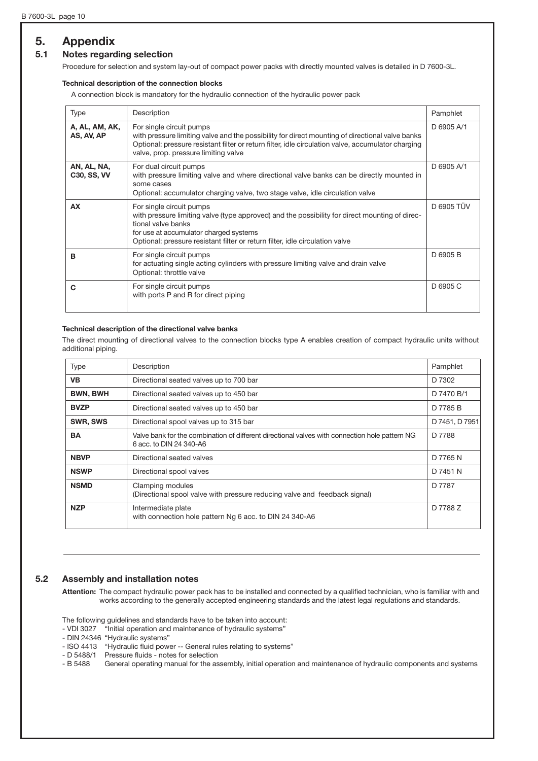# 5. Appendix

## 5.1 Notes regarding selection

Procedure for selection and system lay-out of compact power packs with directly mounted valves is detailed in D 7600-3L.

**Technical description of the connection blocks**

A connection block is mandatory for the hydraulic connection of the hydraulic power pack

| Type | Description | Pamphlet |
|---|---|---|
| **A, AL, AM, AK, AS, AV, AP** | For single circuit pumps<br>with pressure limiting valve and the possibility for direct mounting of directional valve banks<br>Optional: pressure resistant filter or return filter, idle circulation valve, accumulator charging valve, prop. pressure limiting valve | D 6905 A/1 |
| **AN, AL, NA, C30, SS, VV** | For dual circuit pumps<br>with pressure limiting valve and where directional valve banks can be directly mounted in some cases<br>Optional: accumulator charging valve, two stage valve, idle circulation valve | D 6905 A/1 |
| **AX** | For single circuit pumps<br>with pressure limiting valve (type approved) and the possibility for direct mounting of directional valve banks<br>for use at accumulator charged systems<br>Optional: pressure resistant filter or return filter, idle circulation valve | D 6905 TÜV |
| **B** | For single circuit pumps<br>for actuating single acting cylinders with pressure limiting valve and drain valve<br>Optional: throttle valve | D 6905 B |
| **C** | For single circuit pumps<br>with ports P and R for direct piping | D 6905 C |

**Technical description of the directional valve banks**

The direct mounting of directional valves to the connection blocks type A enables creation of compact hydraulic units without additional piping.

| Type | Description | Pamphlet |
|---|---|---|
| **VB** | Directional seated valves up to 700 bar | D 7302 |
| **BWN, BWH** | Directional seated valves up to 450 bar | D 7470 B/1 |
| **BVZP** | Directional seated valves up to 450 bar | D 7785 B |
| **SWR, SWS** | Directional spool valves up to 315 bar | D 7451, D 7951 |
| **BA** | Valve bank for the combination of different directional valves with connection hole pattern NG 6 acc. to DIN 24 340-A6 | D 7788 |
| **NBVP** | Directional seated valves | D 7765 N |
| **NSWP** | Directional spool valves | D 7451 N |
| **NSMD** | Clamping modules<br>(Directional spool valve with pressure reducing valve and feedback signal) | D 7787 |
| **NZP** | Intermediate plate<br>with connection hole pattern Ng 6 acc. to DIN 24 340-A6 | D 7788 Z |

## 5.2 Assembly and installation notes

**Attention:** The compact hydraulic power pack has to be installed and connected by a qualified technician, who is familiar with and works according to the generally accepted engineering standards and the latest legal regulations and standards.

The following guidelines and standards have to be taken into account:
- VDI 3027 "Initial operation and maintenance of hydraulic systems"
- DIN 24346 "Hydraulic systems"
- ISO 4413 "Hydraulic fluid power -- General rules relating to systems"
- D 5488/1 Pressure fluids - notes for selection
- B 5488 General operating manual for the assembly, initial operation and maintenance of hydraulic components and systems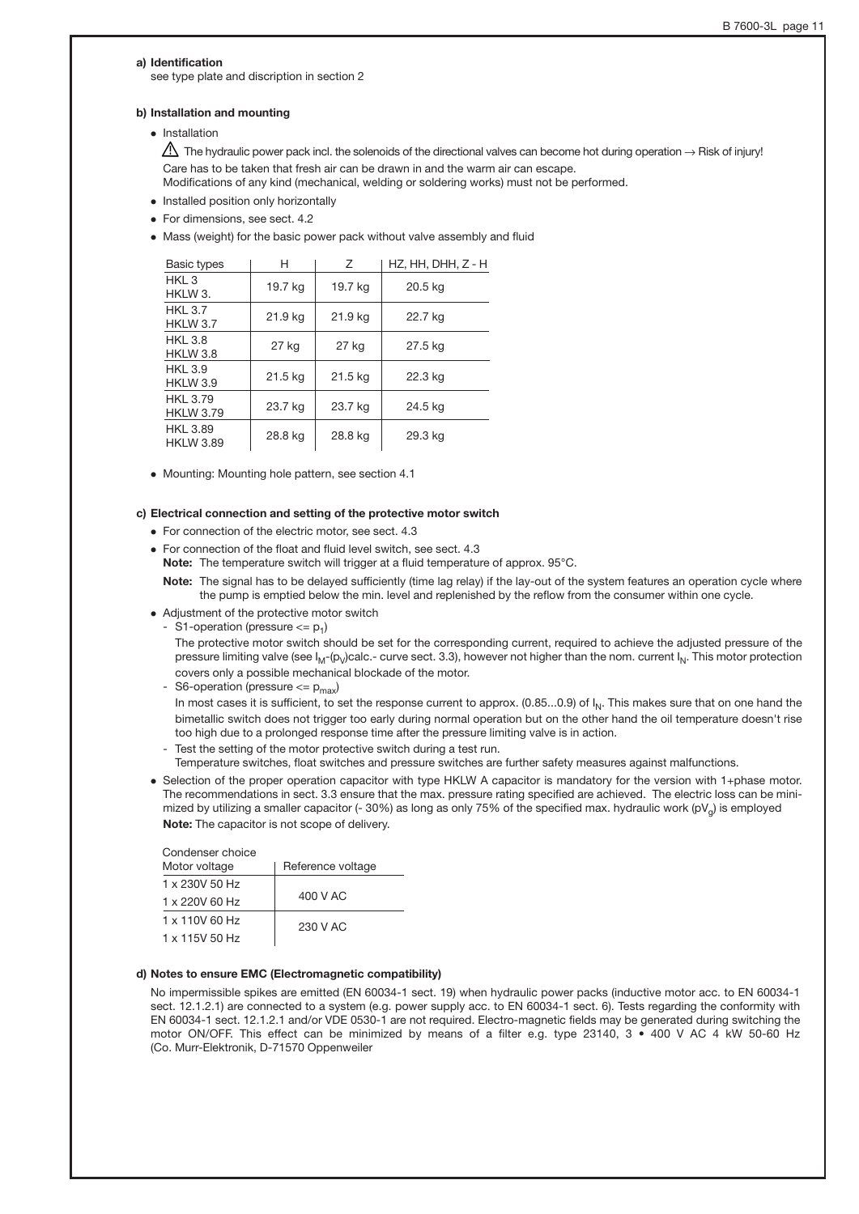**a) Identification**

see type plate and discription in section 2

**b) Installation and mounting**

- Installation

  ⚠ The hydraulic power pack incl. the solenoids of the directional valves can become hot during operation → Risk of injury!

  Care has to be taken that fresh air can be drawn in and the warm air can escape.

  Modifications of any kind (mechanical, welding or soldering works) must not be performed.

- Installed position only horizontally
- For dimensions, see sect. 4.2
- Mass (weight) for the basic power pack without valve assembly and fluid

| Basic types | H | Z | HZ, HH, DHH, Z - H |
|---|---|---|---|
| HKL 3<br>HKLW 3. | 19.7 kg | 19.7 kg | 20.5 kg |
| HKL 3.7<br>HKLW 3.7 | 21.9 kg | 21.9 kg | 22.7 kg |
| HKL 3.8<br>HKLW 3.8 | 27 kg | 27 kg | 27.5 kg |
| HKL 3.9<br>HKLW 3.9 | 21.5 kg | 21.5 kg | 22.3 kg |
| HKL 3.79<br>HKLW 3.79 | 23.7 kg | 23.7 kg | 24.5 kg |
| HKL 3.89<br>HKLW 3.89 | 28.8 kg | 28.8 kg | 29.3 kg |

- Mounting: Mounting hole pattern, see section 4.1

**c) Electrical connection and setting of the protective motor switch**

- For connection of the electric motor, see sect. 4.3
- For connection of the float and fluid level switch, see sect. 4.3

  **Note:** The temperature switch will trigger at a fluid temperature of approx. 95°C.

  **Note:** The signal has to be delayed sufficiently (time lag relay) if the lay-out of the system features an operation cycle where the pump is emptied below the min. level and replenished by the reflow from the consumer within one cycle.

- Adjustment of the protective motor switch
  - S1-operation (pressure <= $p_1$)

    The protective motor switch should be set for the corresponding current, required to achieve the adjusted pressure of the pressure limiting valve (see $I_M$-($p_V$)calc.- curve sect. 3.3), however not higher than the nom. current $I_N$. This motor protection covers only a possible mechanical blockade of the motor.

  - S6-operation (pressure <= $p_{max}$)

    In most cases it is sufficient, to set the response current to approx. (0.85...0.9) of $I_N$. This makes sure that on one hand the bimetallic switch does not trigger too early during normal operation but on the other hand the oil temperature doesn't rise too high due to a prolonged response time after the pressure limiting valve is in action.

  - Test the setting of the motor protective switch during a test run.

    Temperature switches, float switches and pressure switches are further safety measures against malfunctions.

- Selection of the proper operation capacitor with type HKLW A capacitor is mandatory for the version with 1+phase motor. The recommendations in sect. 3.3 ensure that the max. pressure rating specified are achieved. The electric loss can be minimized by utilizing a smaller capacitor (- 30%) as long as only 75% of the specified max. hydraulic work ($pV_g$) is employed

  **Note:** The capacitor is not scope of delivery.

Condenser choice

| Motor voltage | Reference voltage |
|---|---|
| 1 x 230V 50 Hz<br>1 x 220V 60 Hz | 400 V AC |
| 1 x 110V 60 Hz<br>1 x 115V 50 Hz | 230 V AC |

**d) Notes to ensure EMC (Electromagnetic compatibility)**

No impermissible spikes are emitted (EN 60034-1 sect. 19) when hydraulic power packs (inductive motor acc. to EN 60034-1 sect. 12.1.2.1) are connected to a system (e.g. power supply acc. to EN 60034-1 sect. 6). Tests regarding the conformity with EN 60034-1 sect. 12.1.2.1 and/or VDE 0530-1 are not required. Electro-magnetic fields may be generated during switching the motor ON/OFF. This effect can be minimized by means of a filter e.g. type 23140, 3 • 400 V AC 4 kW 50-60 Hz (Co. Murr-Elektronik, D-71570 Oppenweiler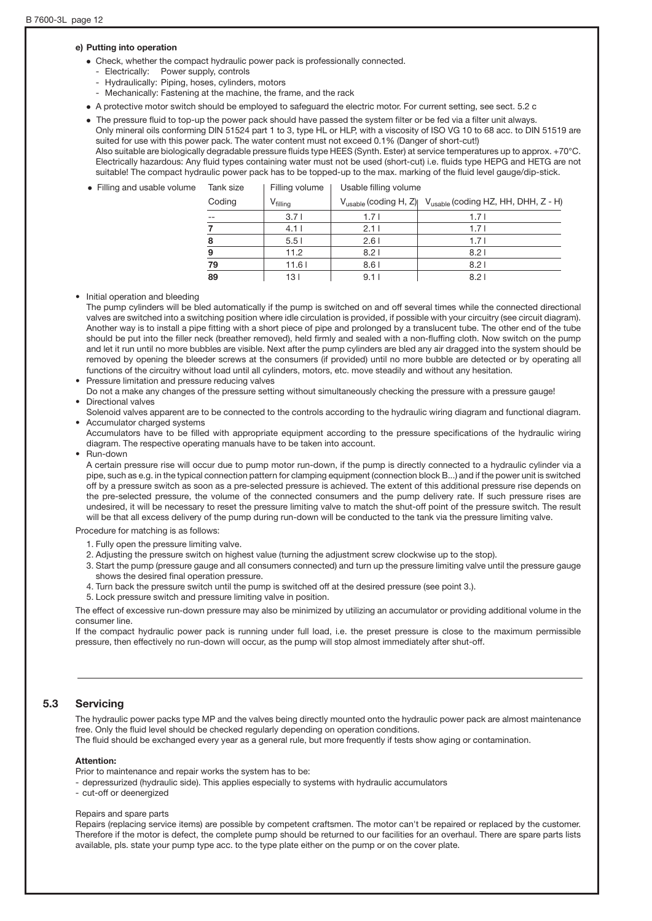**e) Putting into operation**

- Check, whether the compact hydraulic power pack is professionally connected.
  - Electrically: Power supply, controls
  - Hydraulically: Piping, hoses, cylinders, motors
  - Mechanically: Fastening at the machine, the frame, and the rack
- A protective motor switch should be employed to safeguard the electric motor. For current setting, see sect. 5.2 c
- The pressure fluid to top-up the power pack should have passed the system filter or be fed via a filter unit always. Only mineral oils conforming DIN 51524 part 1 to 3, type HL or HLP, with a viscosity of ISO VG 10 to 68 acc. to DIN 51519 are suited for use with this power pack. The water content must not exceed 0.1% (Danger of short-cut!) Also suitable are biologically degradable pressure fluids type HEES (Synth. Ester) at service temperatures up to approx. +70°C. Electrically hazardous: Any fluid types containing water must not be used (short-cut) i.e. fluids type HEPG and HETG are not suitable! The compact hydraulic power pack has to be topped-up to the max. marking of the fluid level gauge/dip-stick.
- Filling and usable volume

| Tank size | Filling volume | Usable filling volume | |
|---|---|---|---|
| Coding | $V_{filling}$ | $V_{usable}$ (coding H, Z) | $V_{usable}$ (coding HZ, HH, DHH, Z - H) |
| -- | 3.7 l | 1.7 l | 1.7 l |
| **7** | 4.1 l | 2.1 l | 1.7 l |
| **8** | 5.5 l | 2.6 l | 1.7 l |
| **9** | 11.2 | 8.2 l | 8.2 l |
| **79** | 11.6 l | 8.6 l | 8.2 l |
| **89** | 13 l | 9.1 l | 8.2 l |

- Initial operation and bleeding
  The pump cylinders will be bled automatically if the pump is switched on and off several times while the connected directional valves are switched into a switching position where idle circulation is provided, if possible with your circuitry (see circuit diagram). Another way is to install a pipe fitting with a short piece of pipe and prolonged by a translucent tube. The other end of the tube should be put into the filler neck (breather removed), held firmly and sealed with a non-fluffing cloth. Now switch on the pump and let it run until no more bubbles are visible. Next after the pump cylinders are bled any air dragged into the system should be removed by opening the bleeder screws at the consumers (if provided) until no more bubble are detected or by operating all functions of the circuitry without load until all cylinders, motors, etc. move steadily and without any hesitation.
- Pressure limitation and pressure reducing valves
  Do not a make any changes of the pressure setting without simultaneously checking the pressure with a pressure gauge!
- Directional valves
  Solenoid valves apparent are to be connected to the controls according to the hydraulic wiring diagram and functional diagram.
- Accumulator charged systems
  Accumulators have to be filled with appropriate equipment according to the pressure specifications of the hydraulic wiring diagram. The respective operating manuals have to be taken into account.
- Run-down
  A certain pressure rise will occur due to pump motor run-down, if the pump is directly connected to a hydraulic cylinder via a pipe, such as e.g. in the typical connection pattern for clamping equipment (connection block B...) and if the power unit is switched off by a pressure switch as soon as a pre-selected pressure is achieved. The extent of this additional pressure rise depends on the pre-selected pressure, the volume of the connected consumers and the pump delivery rate. If such pressure rises are undesired, it will be necessary to reset the pressure limiting valve to match the shut-off point of the pressure switch. The result will be that all excess delivery of the pump during run-down will be conducted to the tank via the pressure limiting valve.

Procedure for matching is as follows:

1. Fully open the pressure limiting valve.
2. Adjusting the pressure switch on highest value (turning the adjustment screw clockwise up to the stop).
3. Start the pump (pressure gauge and all consumers connected) and turn up the pressure limiting valve until the pressure gauge shows the desired final operation pressure.
4. Turn back the pressure switch until the pump is switched off at the desired pressure (see point 3.).
5. Lock pressure switch and pressure limiting valve in position.

The effect of excessive run-down pressure may also be minimized by utilizing an accumulator or providing additional volume in the consumer line.

If the compact hydraulic power pack is running under full load, i.e. the preset pressure is close to the maximum permissible pressure, then effectively no run-down will occur, as the pump will stop almost immediately after shut-off.

## 5.3 Servicing

The hydraulic power packs type MP and the valves being directly mounted onto the hydraulic power pack are almost maintenance free. Only the fluid level should be checked regularly depending on operation conditions.

The fluid should be exchanged every year as a general rule, but more frequently if tests show aging or contamination.

**Attention:**

Prior to maintenance and repair works the system has to be:

- depressurized (hydraulic side). This applies especially to systems with hydraulic accumulators
- cut-off or deenergized

Repairs and spare parts

Repairs (replacing service items) are possible by competent craftsmen. The motor can't be repaired or replaced by the customer. Therefore if the motor is defect, the complete pump should be returned to our facilities for an overhaul. There are spare parts lists available, pls. state your pump type acc. to the type plate either on the pump or on the cover plate.